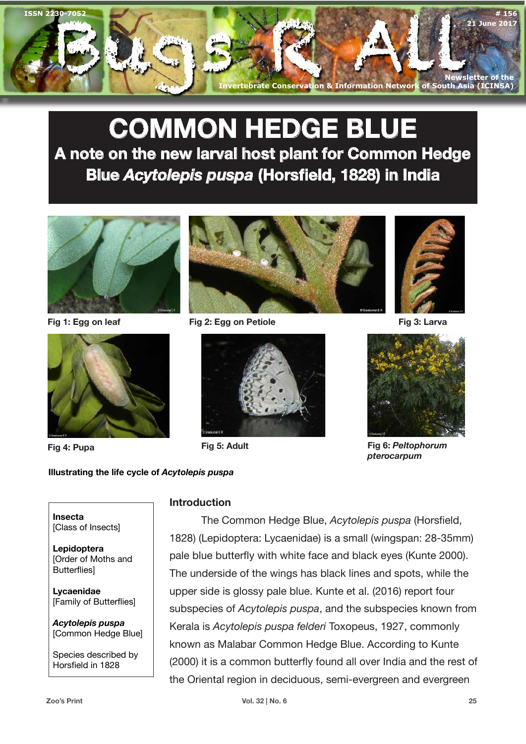# COMMON HEDGE BLUE

## A note on the new larval host plant for Common Hedge Blue *Acytolepis puspa* (Horsfield, 1828) in India

Fig 1: Egg on leaf

Fig 2: Egg on Petiole

Fig 3: Larva

Fig 4: Pupa

Fig 5: Adult

Fig 6: *Peltophorum pterocarpum*

**Illustrating the life cycle of *Acytolepis puspa***

**Insecta**
[Class of Insects]

**Lepidoptera**
[Order of Moths and Butterflies]

**Lycaenidae**
[Family of Butterflies]

***Acytolepis puspa***
[Common Hedge Blue]

Species described by Horsfield in 1828

### Introduction

The Common Hedge Blue, *Acytolepis puspa* (Horsfield, 1828) (Lepidoptera: Lycaenidae) is a small (wingspan: 28-35mm) pale blue butterfly with white face and black eyes (Kunte 2000). The underside of the wings has black lines and spots, while the upper side is glossy pale blue. Kunte et al. (2016) report four subspecies of *Acytolepis puspa*, and the subspecies known from Kerala is *Acytolepis puspa felderi* Toxopeus, 1927, commonly known as Malabar Common Hedge Blue. According to Kunte (2000) it is a common butterfly found all over India and the rest of the Oriental region in deciduous, semi-evergreen and evergreen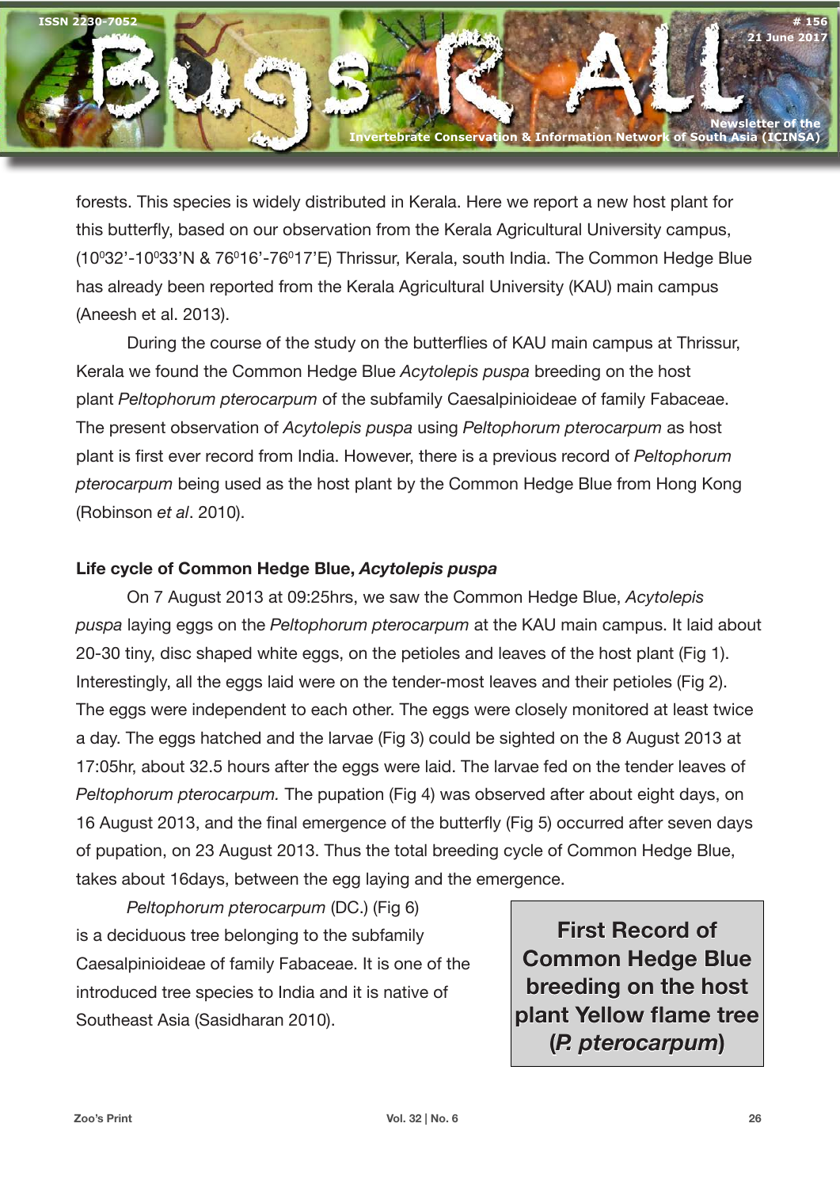forests. This species is widely distributed in Kerala. Here we report a new host plant for this butterfly, based on our observation from the Kerala Agricultural University campus, ($10^0 32'$-$10^0 33'$N & $76^0 16'$-$76^0 17'$E) Thrissur, Kerala, south India. The Common Hedge Blue has already been reported from the Kerala Agricultural University (KAU) main campus (Aneesh et al. 2013).

During the course of the study on the butterflies of KAU main campus at Thrissur, Kerala we found the Common Hedge Blue *Acytolepis puspa* breeding on the host plant *Peltophorum pterocarpum* of the subfamily Caesalpinioideae of family Fabaceae. The present observation of *Acytolepis puspa* using *Peltophorum pterocarpum* as host plant is first ever record from India. However, there is a previous record of *Peltophorum pterocarpum* being used as the host plant by the Common Hedge Blue from Hong Kong (Robinson *et al*. 2010).

**Life cycle of Common Hedge Blue, *Acytolepis puspa***

On 7 August 2013 at 09:25hrs, we saw the Common Hedge Blue, *Acytolepis puspa* laying eggs on the *Peltophorum pterocarpum* at the KAU main campus. It laid about 20-30 tiny, disc shaped white eggs, on the petioles and leaves of the host plant (Fig 1). Interestingly, all the eggs laid were on the tender-most leaves and their petioles (Fig 2). The eggs were independent to each other. The eggs were closely monitored at least twice a day. The eggs hatched and the larvae (Fig 3) could be sighted on the 8 August 2013 at 17:05hr, about 32.5 hours after the eggs were laid. The larvae fed on the tender leaves of *Peltophorum pterocarpum.* The pupation (Fig 4) was observed after about eight days, on 16 August 2013, and the final emergence of the butterfly (Fig 5) occurred after seven days of pupation, on 23 August 2013. Thus the total breeding cycle of Common Hedge Blue, takes about 16days, between the egg laying and the emergence.

*Peltophorum pterocarpum* (DC.) (Fig 6) is a deciduous tree belonging to the subfamily Caesalpinioideae of family Fabaceae. It is one of the introduced tree species to India and it is native of Southeast Asia (Sasidharan 2010).

**First Record of Common Hedge Blue breeding on the host plant Yellow flame tree (*P. pterocarpum*)**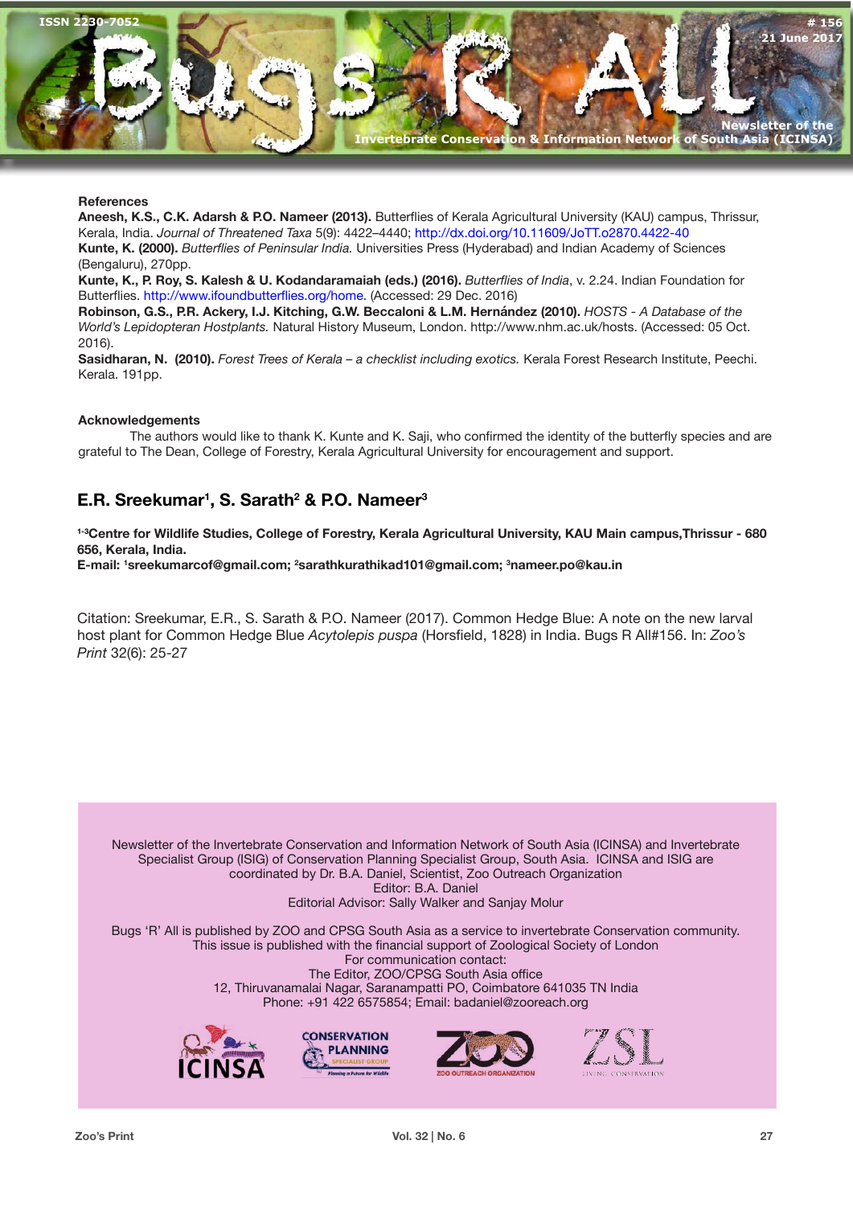**References**

**Aneesh, K.S., C.K. Adarsh & P.O. Nameer (2013).** Butterflies of Kerala Agricultural University (KAU) campus, Thrissur, Kerala, India. *Journal of Threatened Taxa* 5(9): 4422–4440; http://dx.doi.org/10.11609/JoTT.o2870.4422-40

**Kunte, K. (2000).** *Butterflies of Peninsular India.* Universities Press (Hyderabad) and Indian Academy of Sciences (Bengaluru), 270pp.

**Kunte, K., P. Roy, S. Kalesh & U. Kodandaramaiah (eds.) (2016).** *Butterflies of India*, v. 2.24. Indian Foundation for Butterflies. http://www.ifoundbutterflies.org/home. (Accessed: 29 Dec. 2016)

**Robinson, G.S., P.R. Ackery, I.J. Kitching, G.W. Beccaloni & L.M. Hernández (2010).** *HOSTS - A Database of the World's Lepidopteran Hostplants.* Natural History Museum, London. http://www.nhm.ac.uk/hosts. (Accessed: 05 Oct. 2016).

**Sasidharan, N. (2010).** *Forest Trees of Kerala – a checklist including exotics.* Kerala Forest Research Institute, Peechi. Kerala. 191pp.

**Acknowledgements**

The authors would like to thank K. Kunte and K. Saji, who confirmed the identity of the butterfly species and are grateful to The Dean, College of Forestry, Kerala Agricultural University for encouragement and support.

## E.R. Sreekumar[1], S. Sarath[2] & P.O. Nameer[3]

**[1-3]Centre for Wildlife Studies, College of Forestry, Kerala Agricultural University, KAU Main campus,Thrissur - 680 656, Kerala, India.**
**E-mail: [1]sreekumarcof@gmail.com; [2]sarathkurathikad101@gmail.com; [3]nameer.po@kau.in**

Citation: Sreekumar, E.R., S. Sarath & P.O. Nameer (2017). Common Hedge Blue: A note on the new larval host plant for Common Hedge Blue *Acytolepis puspa* (Horsfield, 1828) in India. Bugs R All#156. In: *Zoo's Print* 32(6): 25-27

Newsletter of the Invertebrate Conservation and Information Network of South Asia (ICINSA) and Invertebrate Specialist Group (ISIG) of Conservation Planning Specialist Group, South Asia. ICINSA and ISIG are coordinated by Dr. B.A. Daniel, Scientist, Zoo Outreach Organization
Editor: B.A. Daniel
Editorial Advisor: Sally Walker and Sanjay Molur

Bugs 'R' All is published by ZOO and CPSG South Asia as a service to invertebrate Conservation community. This issue is published with the financial support of Zoological Society of London
For communication contact:
The Editor, ZOO/CPSG South Asia office
12, Thiruvanamalai Nagar, Saranampatti PO, Coimbatore 641035 TN India
Phone: +91 422 6575854; Email: badaniel@zooreach.org